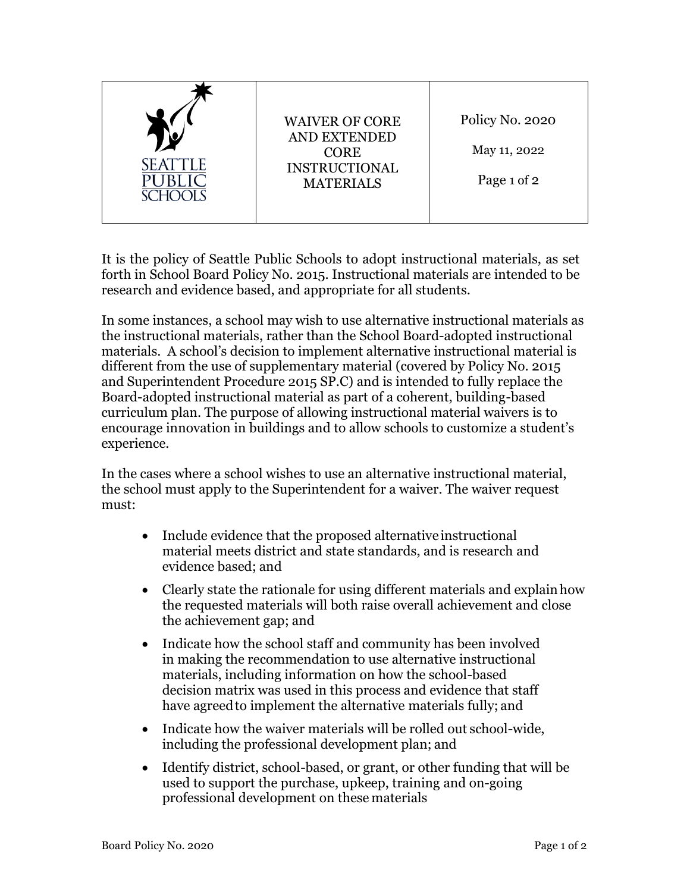| SEATTLE PUBLIC SCHOOLS | WAIVER OF CORE AND EXTENDED CORE INSTRUCTIONAL MATERIALS | Policy No. 2020<br><br>May 11, 2022 |
|---|---|---|

It is the policy of Seattle Public Schools to adopt instructional materials, as set forth in School Board Policy No. 2015. Instructional materials are intended to be research and evidence based, and appropriate for all students.

In some instances, a school may wish to use alternative instructional materials as the instructional materials, rather than the School Board-adopted instructional materials. A school's decision to implement alternative instructional material is different from the use of supplementary material (covered by Policy No. 2015 and Superintendent Procedure 2015 SP.C) and is intended to fully replace the Board-adopted instructional material as part of a coherent, building-based curriculum plan. The purpose of allowing instructional material waivers is to encourage innovation in buildings and to allow schools to customize a student's experience.

In the cases where a school wishes to use an alternative instructional material, the school must apply to the Superintendent for a waiver. The waiver request must:

- Include evidence that the proposed alternative instructional material meets district and state standards, and is research and evidence based; and
- Clearly state the rationale for using different materials and explain how the requested materials will both raise overall achievement and close the achievement gap; and
- Indicate how the school staff and community has been involved in making the recommendation to use alternative instructional materials, including information on how the school-based decision matrix was used in this process and evidence that staff have agreed to implement the alternative materials fully; and
- Indicate how the waiver materials will be rolled out school-wide, including the professional development plan; and
- Identify district, school-based, or grant, or other funding that will be used to support the purchase, upkeep, training and on-going professional development on these materials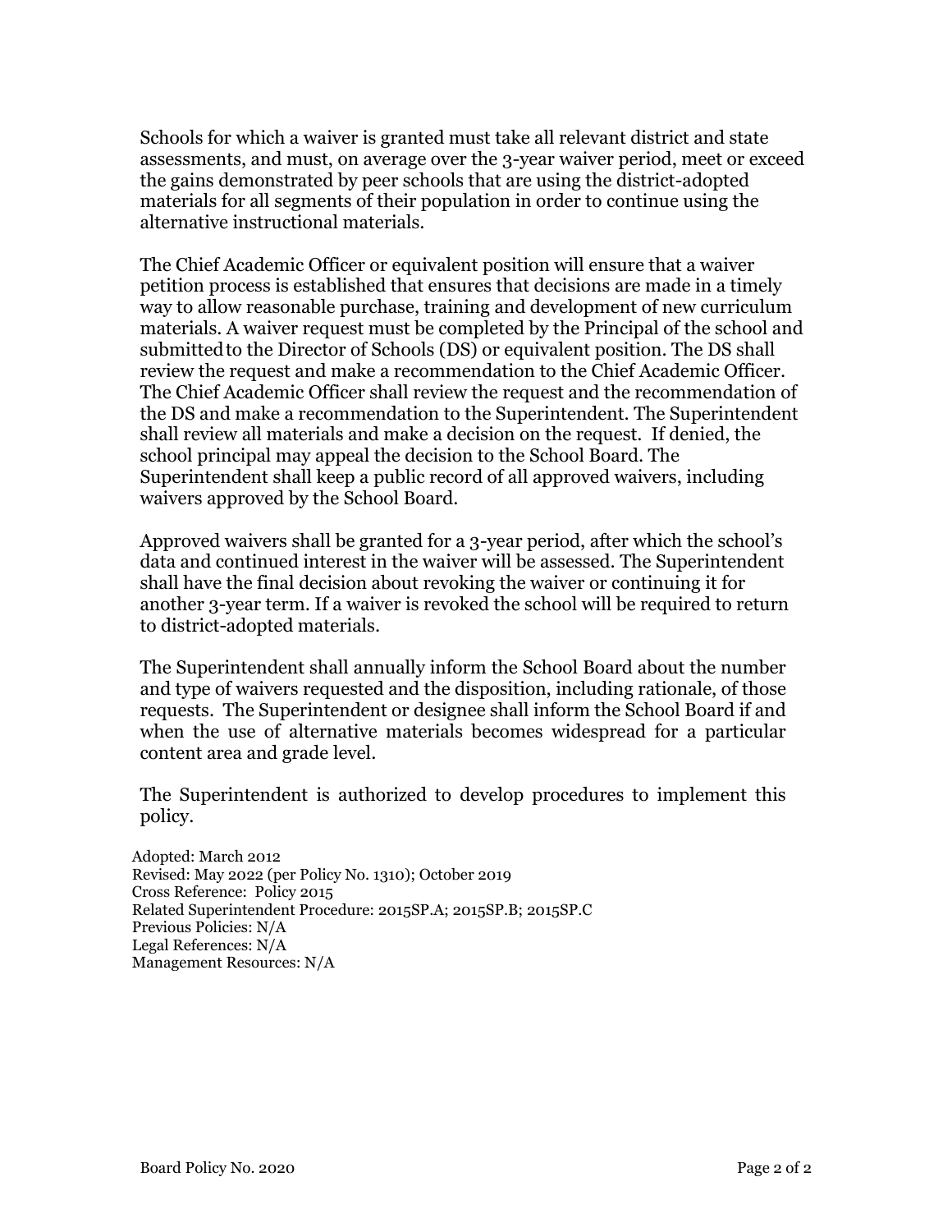Schools for which a waiver is granted must take all relevant district and state assessments, and must, on average over the 3-year waiver period, meet or exceed the gains demonstrated by peer schools that are using the district-adopted materials for all segments of their population in order to continue using the alternative instructional materials.

The Chief Academic Officer or equivalent position will ensure that a waiver petition process is established that ensures that decisions are made in a timely way to allow reasonable purchase, training and development of new curriculum materials. A waiver request must be completed by the Principal of the school and submitted to the Director of Schools (DS) or equivalent position. The DS shall review the request and make a recommendation to the Chief Academic Officer. The Chief Academic Officer shall review the request and the recommendation of the DS and make a recommendation to the Superintendent. The Superintendent shall review all materials and make a decision on the request. If denied, the school principal may appeal the decision to the School Board. The Superintendent shall keep a public record of all approved waivers, including waivers approved by the School Board.

Approved waivers shall be granted for a 3-year period, after which the school's data and continued interest in the waiver will be assessed. The Superintendent shall have the final decision about revoking the waiver or continuing it for another 3-year term. If a waiver is revoked the school will be required to return to district-adopted materials.

The Superintendent shall annually inform the School Board about the number and type of waivers requested and the disposition, including rationale, of those requests. The Superintendent or designee shall inform the School Board if and when the use of alternative materials becomes widespread for a particular content area and grade level.

The Superintendent is authorized to develop procedures to implement this policy.

Adopted: March 2012
Revised: May 2022 (per Policy No. 1310); October 2019
Cross Reference: Policy 2015
Related Superintendent Procedure: 2015SP.A; 2015SP.B; 2015SP.C
Previous Policies: N/A
Legal References: N/A
Management Resources: N/A